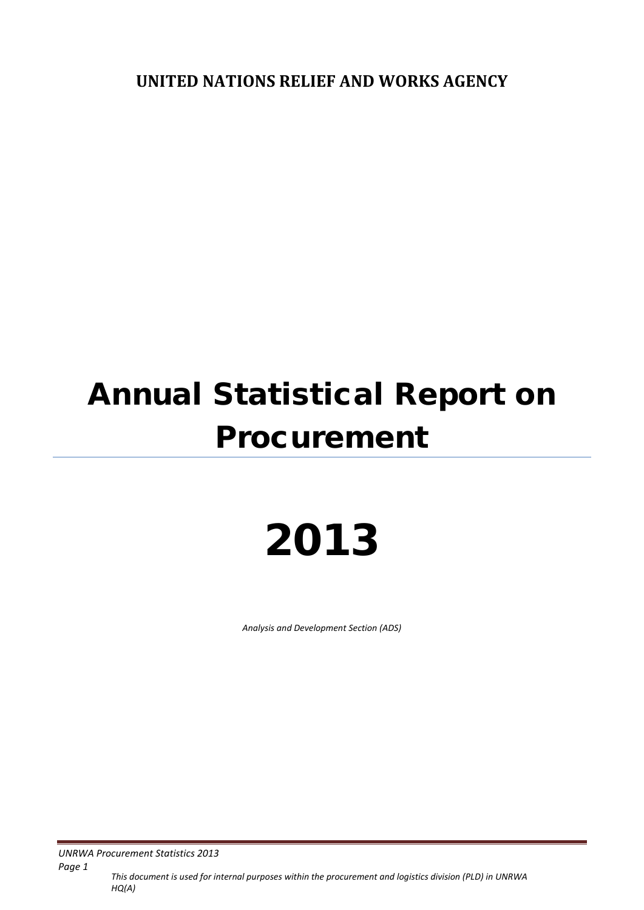**UNITED NATIONS RELIEF AND WORKS AGENCY**

# Annual Statistical Report on Procurement

# 2013

*Analysis and Development Section (ADS)*

*This document is used for internal purposes within the procurement and logistics division (PLD) in UNRWA HQ(A)*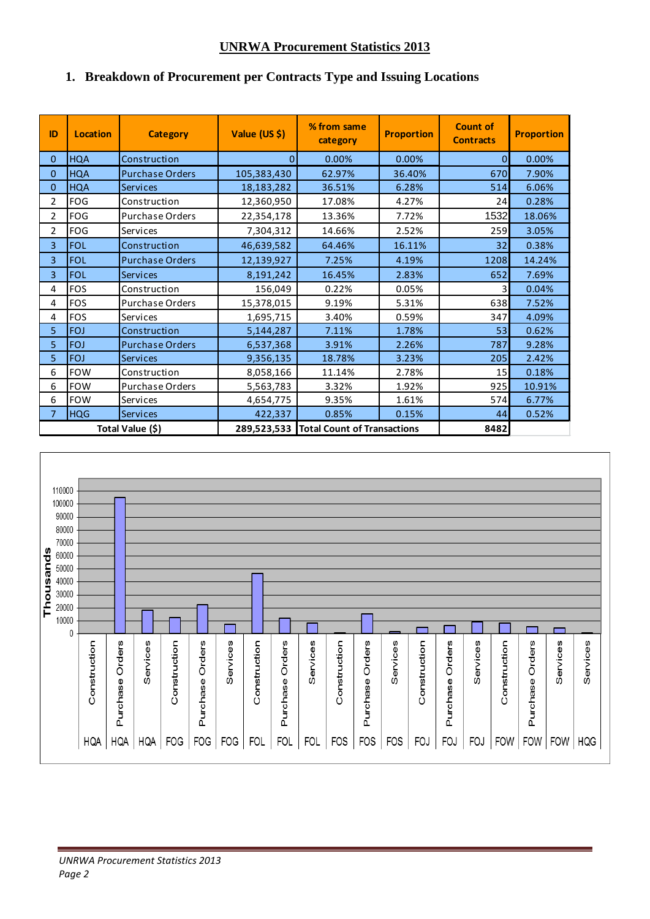# UNRWA Procurement Statistics 2013

## 1. Breakdown of Procurement per Contracts Type and Issuing Locations

| ID | Location | Category | Value (US $) | % from same category | Proportion | Count of Contracts | Proportion |
|---|---|---|---|---|---|---|---|
| 0 | HQA | Construction | 0 | 0.00% | 0.00% | 0 | 0.00% |
| 0 | HQA | Purchase Orders | 105,383,430 | 62.97% | 36.40% | 670 | 7.90% |
| 0 | HQA | Services | 18,183,282 | 36.51% | 6.28% | 514 | 6.06% |
| 2 | FOG | Construction | 12,360,950 | 17.08% | 4.27% | 24 | 0.28% |
| 2 | FOG | Purchase Orders | 22,354,178 | 13.36% | 7.72% | 1532 | 18.06% |
| 2 | FOG | Services | 7,304,312 | 14.66% | 2.52% | 259 | 3.05% |
| 3 | FOL | Construction | 46,639,582 | 64.46% | 16.11% | 32 | 0.38% |
| 3 | FOL | Purchase Orders | 12,139,927 | 7.25% | 4.19% | 1208 | 14.24% |
| 3 | FOL | Services | 8,191,242 | 16.45% | 2.83% | 652 | 7.69% |
| 4 | FOS | Construction | 156,049 | 0.22% | 0.05% | 3 | 0.04% |
| 4 | FOS | Purchase Orders | 15,378,015 | 9.19% | 5.31% | 638 | 7.52% |
| 4 | FOS | Services | 1,695,715 | 3.40% | 0.59% | 347 | 4.09% |
| 5 | FOJ | Construction | 5,144,287 | 7.11% | 1.78% | 53 | 0.62% |
| 5 | FOJ | Purchase Orders | 6,537,368 | 3.91% | 2.26% | 787 | 9.28% |
| 5 | FOJ | Services | 9,356,135 | 18.78% | 3.23% | 205 | 2.42% |
| 6 | FOW | Construction | 8,058,166 | 11.14% | 2.78% | 15 | 0.18% |
| 6 | FOW | Purchase Orders | 5,563,783 | 3.32% | 1.92% | 925 | 10.91% |
| 6 | FOW | Services | 4,654,775 | 9.35% | 1.61% | 574 | 6.77% |
| 7 | HQG | Services | 422,337 | 0.85% | 0.15% | 44 | 0.52% |
| Total Value ($) | | | 289,523,533 | Total Count of Transactions | | 8482 | |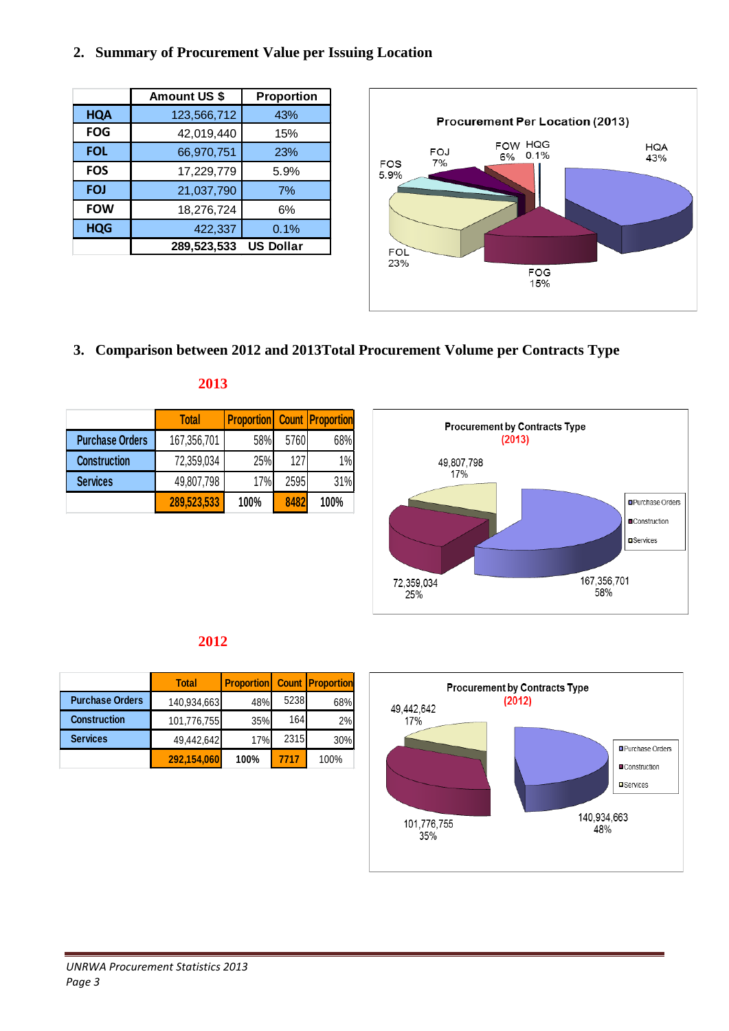## 2. Summary of Procurement Value per Issuing Location

| | Amount US $ | Proportion |
|---|---|---|
| HQA | 123,566,712 | 43% |
| FOG | 42,019,440 | 15% |
| FOL | 66,970,751 | 23% |
| FOS | 17,229,779 | 5.9% |
| FOJ | 21,037,790 | 7% |
| FOW | 18,276,724 | 6% |
| HQG | 422,337 | 0.1% |
| | 289,523,533 | US Dollar |

**Procurement Per Location (2013)**

HQA 43%, FOG 15%, FOL 23%, FOS 5.9%, FOJ 7%, FOW 6%, HQG 0.1%

## 3. Comparison between 2012 and 2013Total Procurement Volume per Contracts Type

### 2013

| | Total | Proportion | Count | Proportion |
|---|---|---|---|---|
| Purchase Orders | 167,356,701 | 58% | 5760 | 68% |
| Construction | 72,359,034 | 25% | 127 | 1% |
| Services | 49,807,798 | 17% | 2595 | 31% |
| | 289,523,533 | 100% | 8482 | 100% |

**Procurement by Contracts Type (2013)**

Purchase Orders: 167,356,701 (58%); Construction: 72,359,034 (25%); Services: 49,807,798 (17%)

### 2012

| | Total | Proportion | Count | Proportion |
|---|---|---|---|---|
| Purchase Orders | 140,934,663 | 48% | 5238 | 68% |
| Construction | 101,776,755 | 35% | 164 | 2% |
| Services | 49,442,642 | 17% | 2315 | 30% |
| | 292,154,060 | 100% | 7717 | 100% |

**Procurement by Contracts Type (2012)**

Purchase Orders: 140,934,663 (48%); Construction: 101,776,755 (35%); Services: 49,442,642 (17%)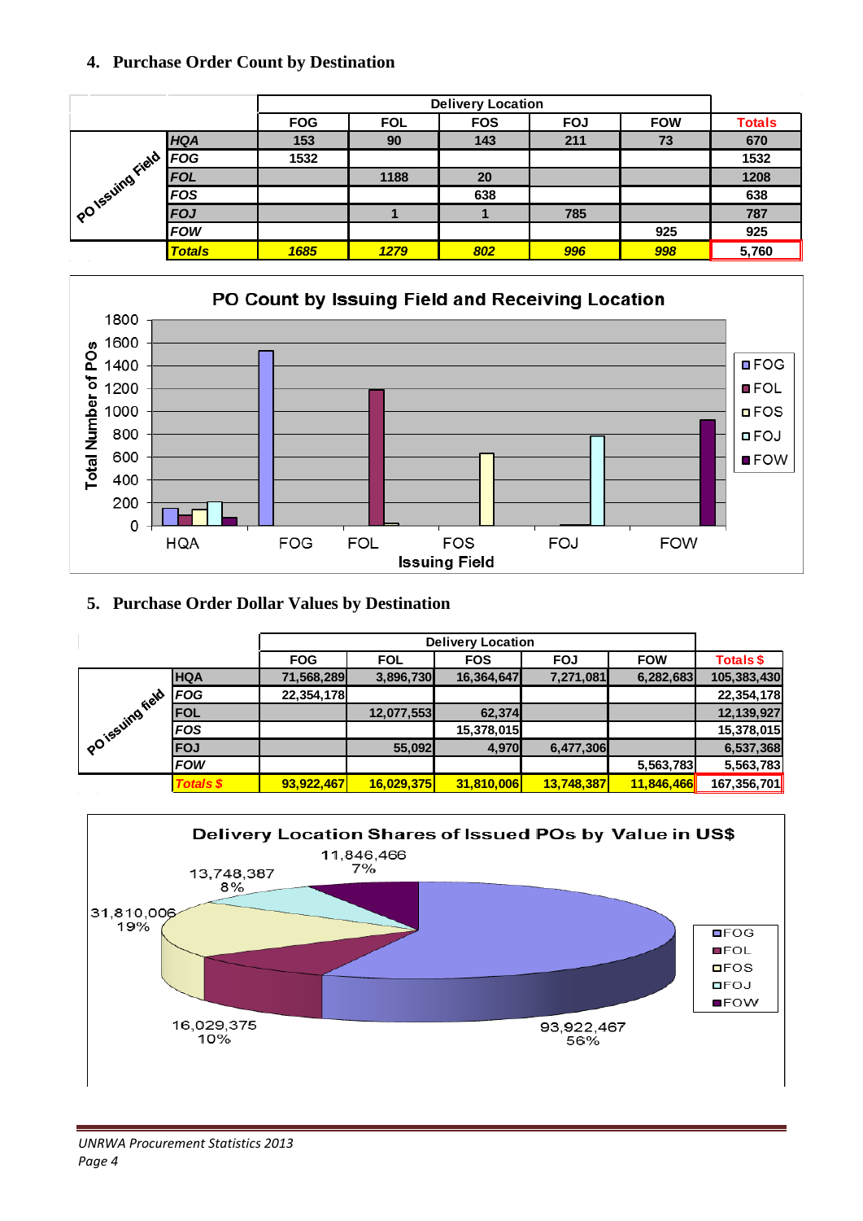## 4. Purchase Order Count by Destination

| PO Issuing Field | Delivery Location | | | | | |
|---|---|---|---|---|---|---|
| | FOG | FOL | FOS | FOJ | FOW | Totals |
| *HQA* | 153 | 90 | 143 | 211 | 73 | 670 |
| *FOG* | 1532 | | | | | 1532 |
| *FOL* | | 1188 | 20 | | | 1208 |
| *FOS* | | | 638 | | | 638 |
| *FOJ* | | 1 | 1 | 785 | | 787 |
| *FOW* | | | | | 925 | 925 |
| *Totals* | *1685* | *1279* | *802* | *996* | *998* | 5,760 |

**PO Count by Issuing Field and Receiving Location**

## 5. Purchase Order Dollar Values by Destination

| PO issuing field | Delivery Location | | | | | |
|---|---|---|---|---|---|---|
| | FOG | FOL | FOS | FOJ | FOW | Totals $ |
| HQA | 71,568,289 | 3,896,730 | 16,364,647 | 7,271,081 | 6,282,683 | 105,383,430 |
| *FOG* | 22,354,178 | | | | | 22,354,178 |
| FOL | | 12,077,553 | 62,374 | | | 12,139,927 |
| *FOS* | | | 15,378,015 | | | 15,378,015 |
| FOJ | | 55,092 | 4,970 | 6,477,306 | | 6,537,368 |
| *FOW* | | | | | 5,563,783 | 5,563,783 |
| *Totals $* | 93,922,467 | 16,029,375 | 31,810,006 | 13,748,387 | 11,846,466 | 167,356,701 |

**Delivery Location Shares of Issued POs by Value in US$**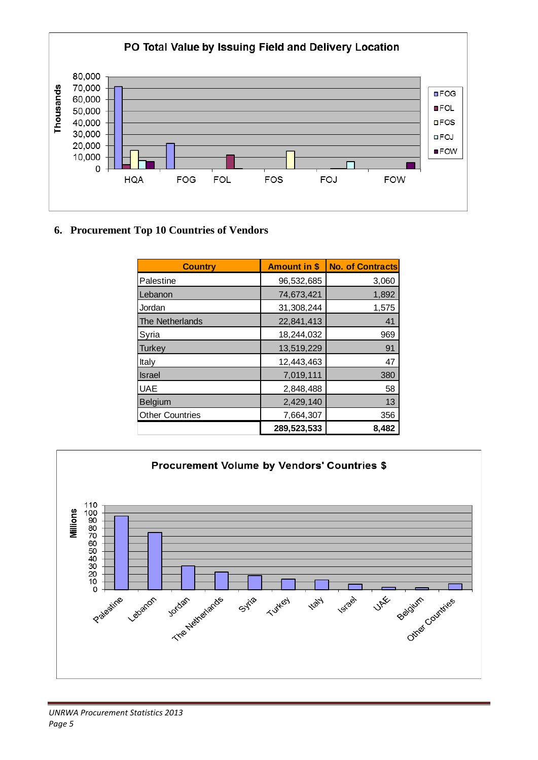**PO Total Value by Issuing Field and Delivery Location**

## 6. Procurement Top 10 Countries of Vendors

| Country | Amount in $ | No. of Contracts |
|---|---|---|
| Palestine | 96,532,685 | 3,060 |
| Lebanon | 74,673,421 | 1,892 |
| Jordan | 31,308,244 | 1,575 |
| The Netherlands | 22,841,413 | 41 |
| Syria | 18,244,032 | 969 |
| Turkey | 13,519,229 | 91 |
| Italy | 12,443,463 | 47 |
| Israel | 7,019,111 | 380 |
| UAE | 2,848,488 | 58 |
| Belgium | 2,429,140 | 13 |
| Other Countries | 7,664,307 | 356 |
| | **289,523,533** | **8,482** |

**Procurement Volume by Vendors' Countries $**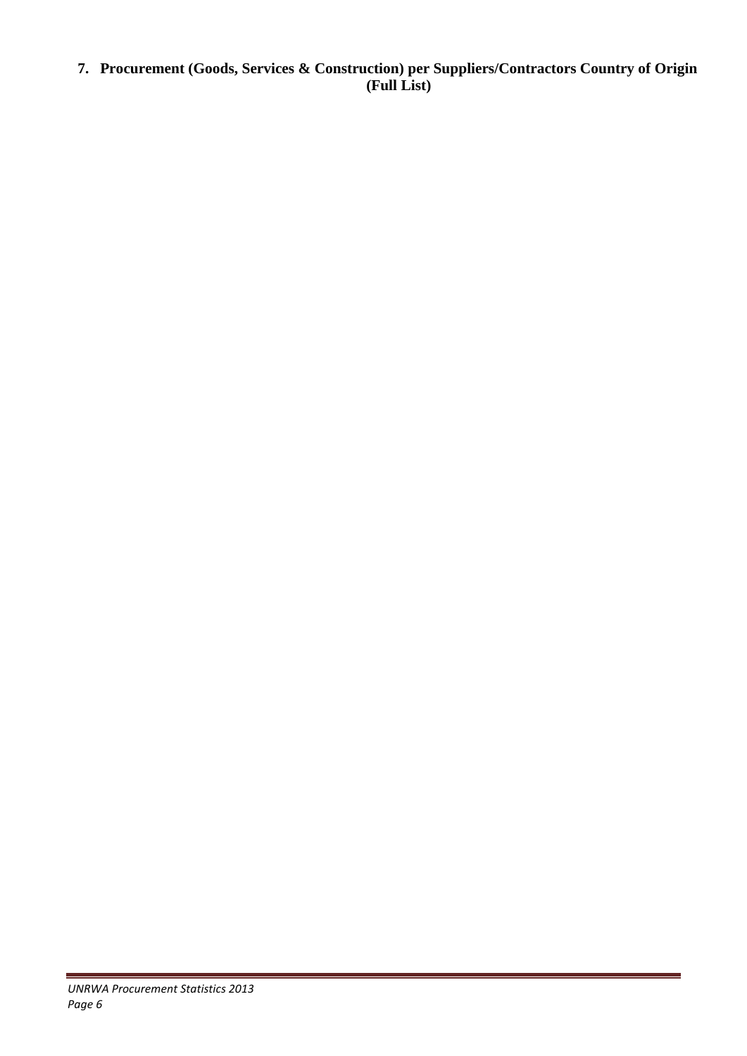## 7. Procurement (Goods, Services & Construction) per Suppliers/Contractors Country of Origin (Full List)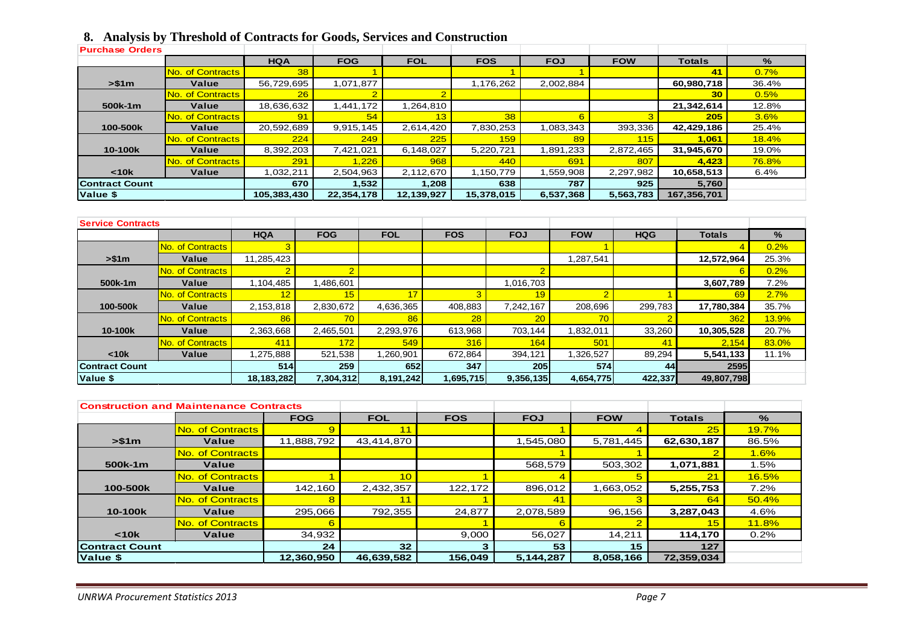## 8. Analysis by Threshold of Contracts for Goods, Services and Construction

**Purchase Orders**

| | | HQA | FOG | FOL | FOS | FOJ | FOW | Totals | % |
|---|---|---|---|---|---|---|---|---|---|
| >$1m | No. of Contracts | 38 | 1 | | 1 | 1 | | 41 | 0.7% |
| | Value | 56,729,695 | 1,071,877 | | 1,176,262 | 2,002,884 | | 60,980,718 | 36.4% |
| 500k-1m | No. of Contracts | 26 | 2 | 2 | | | | 30 | 0.5% |
| | Value | 18,636,632 | 1,441,172 | 1,264,810 | | | | 21,342,614 | 12.8% |
| 100-500k | No. of Contracts | 91 | 54 | 13 | 38 | 6 | 3 | 205 | 3.6% |
| | Value | 20,592,689 | 9,915,145 | 2,614,420 | 7,830,253 | 1,083,343 | 393,336 | 42,429,186 | 25.4% |
| 10-100k | No. of Contracts | 224 | 249 | 225 | 159 | 89 | 115 | 1,061 | 18.4% |
| | Value | 8,392,203 | 7,421,021 | 6,148,027 | 5,220,721 | 1,891,233 | 2,872,465 | 31,945,670 | 19.0% |
| <10k | No. of Contracts | 291 | 1,226 | 968 | 440 | 691 | 807 | 4,423 | 76.8% |
| | Value | 1,032,211 | 2,504,963 | 2,112,670 | 1,150,779 | 1,559,908 | 2,297,982 | 10,658,513 | 6.4% |
| Contract Count | | 670 | 1,532 | 1,208 | 638 | 787 | 925 | 5,760 | |
| Value $ | | 105,383,430 | 22,354,178 | 12,139,927 | 15,378,015 | 6,537,368 | 5,563,783 | 167,356,701 | |

**Service Contracts**

| | | HQA | FOG | FOL | FOS | FOJ | FOW | HQG | Totals | % |
|---|---|---|---|---|---|---|---|---|---|---|
| >$1m | No. of Contracts | 3 | | | | | 1 | | 4 | 0.2% |
| | Value | 11,285,423 | | | | | 1,287,541 | | 12,572,964 | 25.3% |
| 500k-1m | No. of Contracts | 2 | 2 | | | 2 | | | 6 | 0.2% |
| | Value | 1,104,485 | 1,486,601 | | | 1,016,703 | | | 3,607,789 | 7.2% |
| 100-500k | No. of Contracts | 12 | 15 | 17 | 3 | 19 | 2 | 1 | 69 | 2.7% |
| | Value | 2,153,818 | 2,830,672 | 4,636,365 | 408,883 | 7,242,167 | 208,696 | 299,783 | 17,780,384 | 35.7% |
| 10-100k | No. of Contracts | 86 | 70 | 86 | 28 | 20 | 70 | 2 | 362 | 13.9% |
| | Value | 2,363,668 | 2,465,501 | 2,293,976 | 613,968 | 703,144 | 1,832,011 | 33,260 | 10,305,528 | 20.7% |
| <10k | No. of Contracts | 411 | 172 | 549 | 316 | 164 | 501 | 41 | 2,154 | 83.0% |
| | Value | 1,275,888 | 521,538 | 1,260,901 | 672,864 | 394,121 | 1,326,527 | 89,294 | 5,541,133 | 11.1% |
| Contract Count | | 514 | 259 | 652 | 347 | 205 | 574 | 44 | 2595 | |
| Value $ | | 18,183,282 | 7,304,312 | 8,191,242 | 1,695,715 | 9,356,135 | 4,654,775 | 422,337 | 49,807,798 | |

**Construction and Maintenance Contracts**

| | | FOG | FOL | FOS | FOJ | FOW | Totals | % |
|---|---|---|---|---|---|---|---|---|
| >$1m | No. of Contracts | 9 | 11 | | 1 | 4 | 25 | 19.7% |
| | Value | 11,888,792 | 43,414,870 | | 1,545,080 | 5,781,445 | 62,630,187 | 86.5% |
| 500k-1m | No. of Contracts | | | | 1 | 1 | 2 | 1.6% |
| | Value | | | | 568,579 | 503,302 | 1,071,881 | 1.5% |
| 100-500k | No. of Contracts | 1 | 10 | 1 | 4 | 5 | 21 | 16.5% |
| | Value | 142,160 | 2,432,357 | 122,172 | 896,012 | 1,663,052 | 5,255,753 | 7.2% |
| 10-100k | No. of Contracts | 8 | 11 | 1 | 41 | 3 | 64 | 50.4% |
| | Value | 295,066 | 792,355 | 24,877 | 2,078,589 | 96,156 | 3,287,043 | 4.6% |
| <10k | No. of Contracts | 6 | | 1 | 6 | 2 | 15 | 11.8% |
| | Value | 34,932 | | 9,000 | 56,027 | 14,211 | 114,170 | 0.2% |
| Contract Count | | 24 | 32 | 3 | 53 | 15 | 127 | |
| Value $ | | 12,360,950 | 46,639,582 | 156,049 | 5,144,287 | 8,058,166 | 72,359,034 | |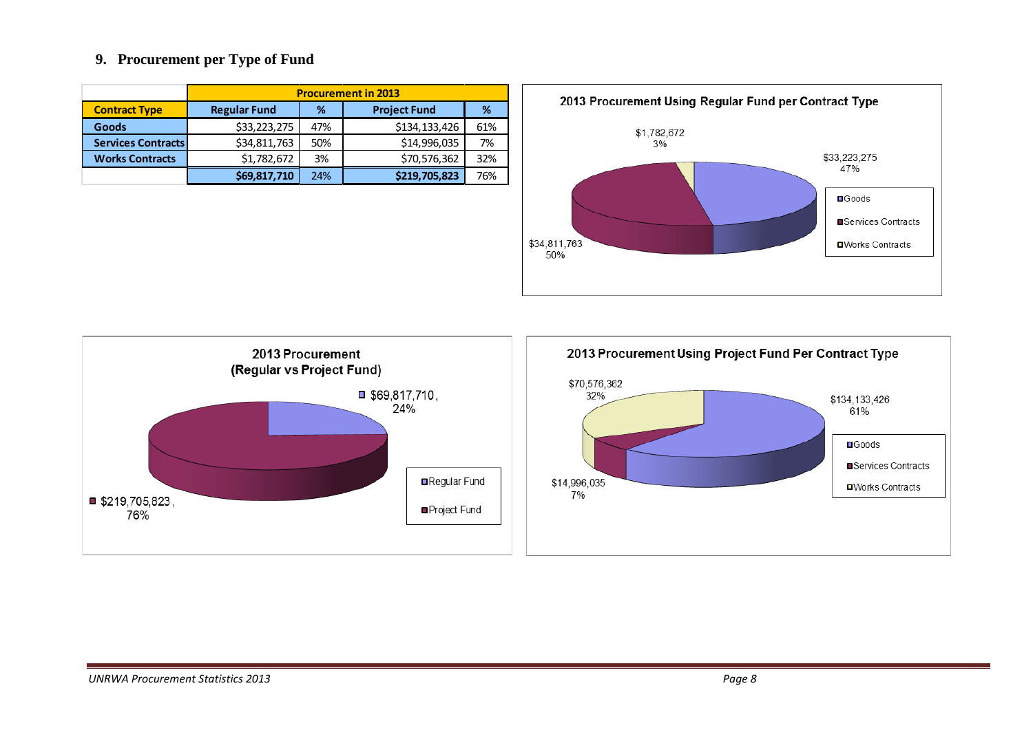## 9. Procurement per Type of Fund

| | Procurement in 2013 | | | |
|---|---|---|---|---|
| **Contract Type** | **Regular Fund** | **%** | **Project Fund** | **%** |
| **Goods** | $33,223,275 | 47% | $134,133,426 | 61% |
| **Services Contracts** | $34,811,763 | 50% | $14,996,035 | 7% |
| **Works Contracts** | $1,782,672 | 3% | $70,576,362 | 32% |
| | **$69,817,710** | 24% | **$219,705,823** | 76% |

**2013 Procurement Using Regular Fund per Contract Type**

- Goods: $33,223,275, 47%
- Services Contracts: $34,811,763, 50%
- Works Contracts: $1,782,672, 3%

**2013 Procurement (Regular vs Project Fund)**

- Regular Fund: $69,817,710, 24%
- Project Fund: $219,705,823, 76%

**2013 Procurement Using Project Fund Per Contract Type**

- Goods: $134,133,426, 61%
- Services Contracts: $14,996,035, 7%
- Works Contracts: $70,576,362, 32%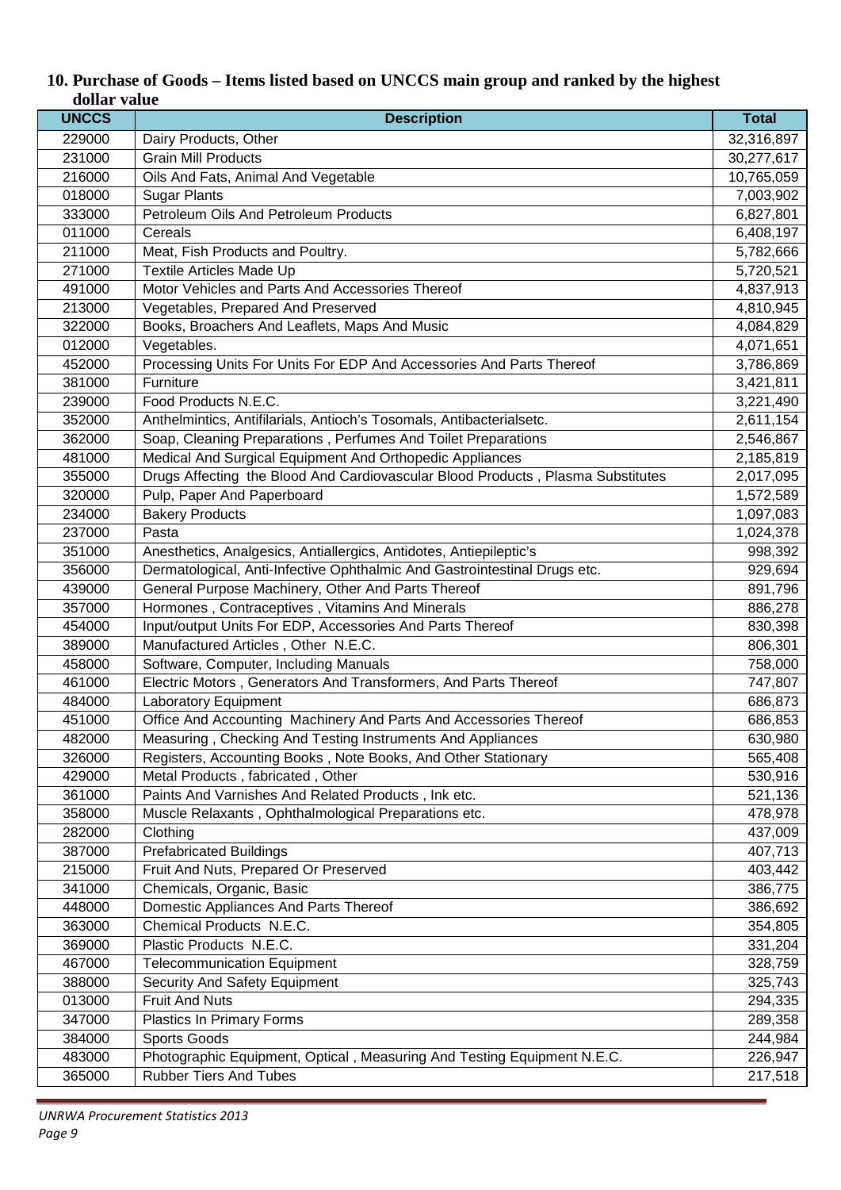## 10. Purchase of Goods – Items listed based on UNCCS main group and ranked by the highest dollar value

| UNCCS | Description | Total |
|---|---|---|
| 229000 | Dairy Products, Other | 32,316,897 |
| 231000 | Grain Mill Products | 30,277,617 |
| 216000 | Oils And Fats, Animal And Vegetable | 10,765,059 |
| 018000 | Sugar Plants | 7,003,902 |
| 333000 | Petroleum Oils And Petroleum Products | 6,827,801 |
| 011000 | Cereals | 6,408,197 |
| 211000 | Meat, Fish Products and Poultry. | 5,782,666 |
| 271000 | Textile Articles Made Up | 5,720,521 |
| 491000 | Motor Vehicles and Parts And Accessories Thereof | 4,837,913 |
| 213000 | Vegetables, Prepared And Preserved | 4,810,945 |
| 322000 | Books, Broachers And Leaflets, Maps And Music | 4,084,829 |
| 012000 | Vegetables. | 4,071,651 |
| 452000 | Processing Units For Units For EDP And Accessories And Parts Thereof | 3,786,869 |
| 381000 | Furniture | 3,421,811 |
| 239000 | Food Products N.E.C. | 3,221,490 |
| 352000 | Anthelmintics, Antifilarials, Antioch's Tosomals, Antibacterialsetc. | 2,611,154 |
| 362000 | Soap, Cleaning Preparations , Perfumes And Toilet Preparations | 2,546,867 |
| 481000 | Medical And Surgical Equipment And Orthopedic Appliances | 2,185,819 |
| 355000 | Drugs Affecting the Blood And Cardiovascular Blood Products , Plasma Substitutes | 2,017,095 |
| 320000 | Pulp, Paper And Paperboard | 1,572,589 |
| 234000 | Bakery Products | 1,097,083 |
| 237000 | Pasta | 1,024,378 |
| 351000 | Anesthetics, Analgesics, Antiallergics, Antidotes, Antiepileptic's | 998,392 |
| 356000 | Dermatological, Anti-Infective Ophthalmic And Gastrointestinal Drugs etc. | 929,694 |
| 439000 | General Purpose Machinery, Other And Parts Thereof | 891,796 |
| 357000 | Hormones , Contraceptives , Vitamins And Minerals | 886,278 |
| 454000 | Input/output Units For EDP, Accessories And Parts Thereof | 830,398 |
| 389000 | Manufactured Articles , Other N.E.C. | 806,301 |
| 458000 | Software, Computer, Including Manuals | 758,000 |
| 461000 | Electric Motors , Generators And Transformers, And Parts Thereof | 747,807 |
| 484000 | Laboratory Equipment | 686,873 |
| 451000 | Office And Accounting Machinery And Parts And Accessories Thereof | 686,853 |
| 482000 | Measuring , Checking And Testing Instruments And Appliances | 630,980 |
| 326000 | Registers, Accounting Books , Note Books, And Other Stationary | 565,408 |
| 429000 | Metal Products , fabricated , Other | 530,916 |
| 361000 | Paints And Varnishes And Related Products , Ink etc. | 521,136 |
| 358000 | Muscle Relaxants , Ophthalmological Preparations etc. | 478,978 |
| 282000 | Clothing | 437,009 |
| 387000 | Prefabricated Buildings | 407,713 |
| 215000 | Fruit And Nuts, Prepared Or Preserved | 403,442 |
| 341000 | Chemicals, Organic, Basic | 386,775 |
| 448000 | Domestic Appliances And Parts Thereof | 386,692 |
| 363000 | Chemical Products N.E.C. | 354,805 |
| 369000 | Plastic Products N.E.C. | 331,204 |
| 467000 | Telecommunication Equipment | 328,759 |
| 388000 | Security And Safety Equipment | 325,743 |
| 013000 | Fruit And Nuts | 294,335 |
| 347000 | Plastics In Primary Forms | 289,358 |
| 384000 | Sports Goods | 244,984 |
| 483000 | Photographic Equipment, Optical , Measuring And Testing Equipment N.E.C. | 226,947 |
| 365000 | Rubber Tiers And Tubes | 217,518 |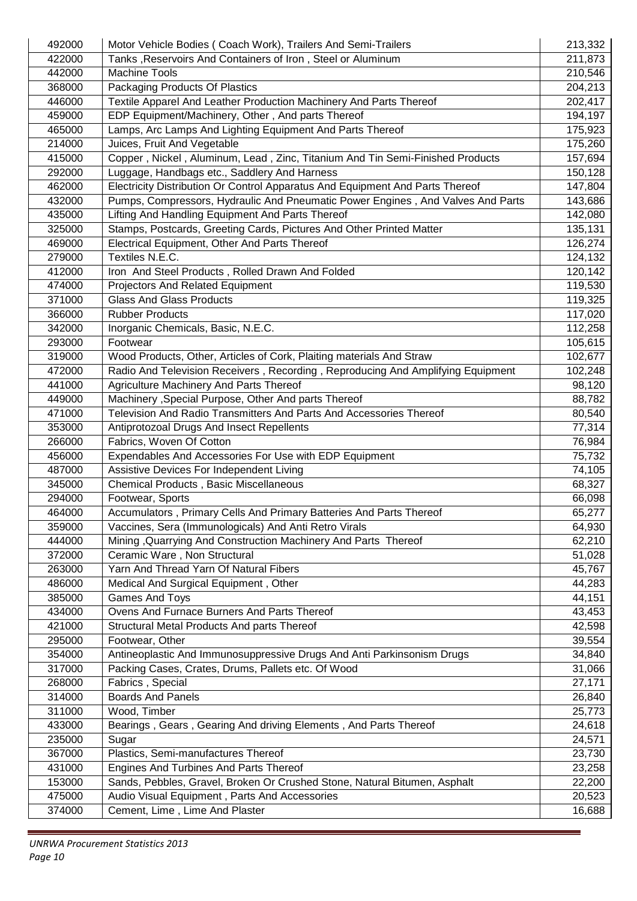| | | |
|---|---|---|
| 492000 | Motor Vehicle Bodies ( Coach Work), Trailers And Semi-Trailers | 213,332 |
| 422000 | Tanks ,Reservoirs And Containers of Iron , Steel or Aluminum | 211,873 |
| 442000 | Machine Tools | 210,546 |
| 368000 | Packaging Products Of Plastics | 204,213 |
| 446000 | Textile Apparel And Leather Production Machinery And Parts Thereof | 202,417 |
| 459000 | EDP Equipment/Machinery, Other , And parts Thereof | 194,197 |
| 465000 | Lamps, Arc Lamps And Lighting Equipment And Parts Thereof | 175,923 |
| 214000 | Juices, Fruit And Vegetable | 175,260 |
| 415000 | Copper , Nickel , Aluminum, Lead , Zinc, Titanium And Tin Semi-Finished Products | 157,694 |
| 292000 | Luggage, Handbags etc., Saddlery And Harness | 150,128 |
| 462000 | Electricity Distribution Or Control Apparatus And Equipment And Parts Thereof | 147,804 |
| 432000 | Pumps, Compressors, Hydraulic And Pneumatic Power Engines , And Valves And Parts | 143,686 |
| 435000 | Lifting And Handling Equipment And Parts Thereof | 142,080 |
| 325000 | Stamps, Postcards, Greeting Cards, Pictures And Other Printed Matter | 135,131 |
| 469000 | Electrical Equipment, Other And Parts Thereof | 126,274 |
| 279000 | Textiles N.E.C. | 124,132 |
| 412000 | Iron And Steel Products , Rolled Drawn And Folded | 120,142 |
| 474000 | Projectors And Related Equipment | 119,530 |
| 371000 | Glass And Glass Products | 119,325 |
| 366000 | Rubber Products | 117,020 |
| 342000 | Inorganic Chemicals, Basic, N.E.C. | 112,258 |
| 293000 | Footwear | 105,615 |
| 319000 | Wood Products, Other, Articles of Cork, Plaiting materials And Straw | 102,677 |
| 472000 | Radio And Television Receivers , Recording , Reproducing And Amplifying Equipment | 102,248 |
| 441000 | Agriculture Machinery And Parts Thereof | 98,120 |
| 449000 | Machinery ,Special Purpose, Other And parts Thereof | 88,782 |
| 471000 | Television And Radio Transmitters And Parts And Accessories Thereof | 80,540 |
| 353000 | Antiprotozoal Drugs And Insect Repellents | 77,314 |
| 266000 | Fabrics, Woven Of Cotton | 76,984 |
| 456000 | Expendables And Accessories For Use with EDP Equipment | 75,732 |
| 487000 | Assistive Devices For Independent Living | 74,105 |
| 345000 | Chemical Products , Basic Miscellaneous | 68,327 |
| 294000 | Footwear, Sports | 66,098 |
| 464000 | Accumulators , Primary Cells And Primary Batteries And Parts Thereof | 65,277 |
| 359000 | Vaccines, Sera (Immunologicals) And Anti Retro Virals | 64,930 |
| 444000 | Mining ,Quarrying And Construction Machinery And Parts Thereof | 62,210 |
| 372000 | Ceramic Ware , Non Structural | 51,028 |
| 263000 | Yarn And Thread Yarn Of Natural Fibers | 45,767 |
| 486000 | Medical And Surgical Equipment , Other | 44,283 |
| 385000 | Games And Toys | 44,151 |
| 434000 | Ovens And Furnace Burners And Parts Thereof | 43,453 |
| 421000 | Structural Metal Products And parts Thereof | 42,598 |
| 295000 | Footwear, Other | 39,554 |
| 354000 | Antineoplastic And Immunosuppressive Drugs And Anti Parkinsonism Drugs | 34,840 |
| 317000 | Packing Cases, Crates, Drums, Pallets etc. Of Wood | 31,066 |
| 268000 | Fabrics , Special | 27,171 |
| 314000 | Boards And Panels | 26,840 |
| 311000 | Wood, Timber | 25,773 |
| 433000 | Bearings , Gears , Gearing And driving Elements , And Parts Thereof | 24,618 |
| 235000 | Sugar | 24,571 |
| 367000 | Plastics, Semi-manufactures Thereof | 23,730 |
| 431000 | Engines And Turbines And Parts Thereof | 23,258 |
| 153000 | Sands, Pebbles, Gravel, Broken Or Crushed Stone, Natural Bitumen, Asphalt | 22,200 |
| 475000 | Audio Visual Equipment , Parts And Accessories | 20,523 |
| 374000 | Cement, Lime , Lime And Plaster | 16,688 |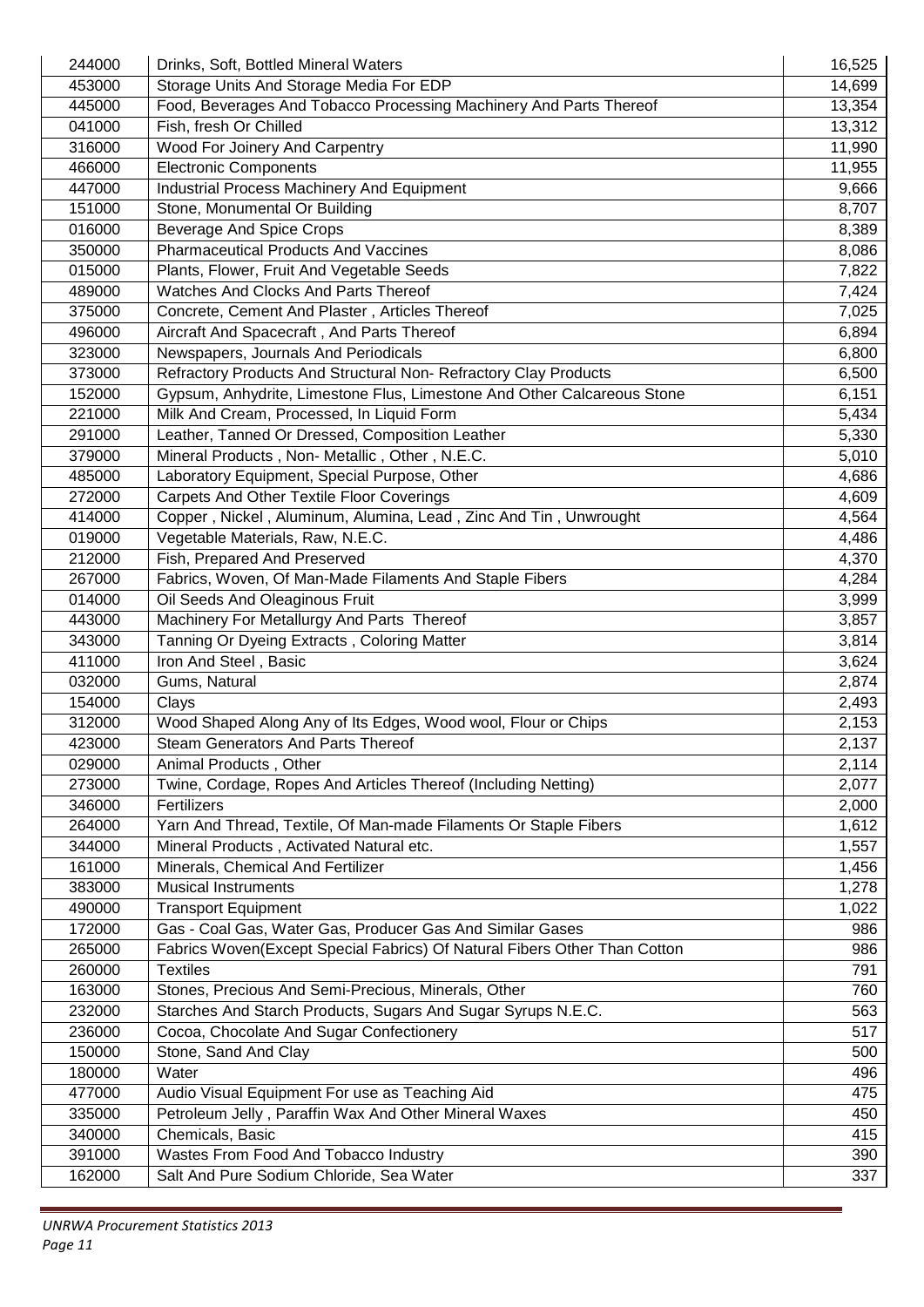| | | |
|---|---|---|
| 244000 | Drinks, Soft, Bottled Mineral Waters | 16,525 |
| 453000 | Storage Units And Storage Media For EDP | 14,699 |
| 445000 | Food, Beverages And Tobacco Processing Machinery And Parts Thereof | 13,354 |
| 041000 | Fish, fresh Or Chilled | 13,312 |
| 316000 | Wood For Joinery And Carpentry | 11,990 |
| 466000 | Electronic Components | 11,955 |
| 447000 | Industrial Process Machinery And Equipment | 9,666 |
| 151000 | Stone, Monumental Or Building | 8,707 |
| 016000 | Beverage And Spice Crops | 8,389 |
| 350000 | Pharmaceutical Products And Vaccines | 8,086 |
| 015000 | Plants, Flower, Fruit And Vegetable Seeds | 7,822 |
| 489000 | Watches And Clocks And Parts Thereof | 7,424 |
| 375000 | Concrete, Cement And Plaster , Articles Thereof | 7,025 |
| 496000 | Aircraft And Spacecraft , And Parts Thereof | 6,894 |
| 323000 | Newspapers, Journals And Periodicals | 6,800 |
| 373000 | Refractory Products And Structural Non- Refractory Clay Products | 6,500 |
| 152000 | Gypsum, Anhydrite, Limestone Flus, Limestone And Other Calcareous Stone | 6,151 |
| 221000 | Milk And Cream, Processed, In Liquid Form | 5,434 |
| 291000 | Leather, Tanned Or Dressed, Composition Leather | 5,330 |
| 379000 | Mineral Products , Non- Metallic , Other , N.E.C. | 5,010 |
| 485000 | Laboratory Equipment, Special Purpose, Other | 4,686 |
| 272000 | Carpets And Other Textile Floor Coverings | 4,609 |
| 414000 | Copper , Nickel , Aluminum, Alumina, Lead , Zinc And Tin , Unwrought | 4,564 |
| 019000 | Vegetable Materials, Raw, N.E.C. | 4,486 |
| 212000 | Fish, Prepared And Preserved | 4,370 |
| 267000 | Fabrics, Woven, Of Man-Made Filaments And Staple Fibers | 4,284 |
| 014000 | Oil Seeds And Oleaginous Fruit | 3,999 |
| 443000 | Machinery For Metallurgy And Parts Thereof | 3,857 |
| 343000 | Tanning Or Dyeing Extracts , Coloring Matter | 3,814 |
| 411000 | Iron And Steel , Basic | 3,624 |
| 032000 | Gums, Natural | 2,874 |
| 154000 | Clays | 2,493 |
| 312000 | Wood Shaped Along Any of Its Edges, Wood wool, Flour or Chips | 2,153 |
| 423000 | Steam Generators And Parts Thereof | 2,137 |
| 029000 | Animal Products , Other | 2,114 |
| 273000 | Twine, Cordage, Ropes And Articles Thereof (Including Netting) | 2,077 |
| 346000 | Fertilizers | 2,000 |
| 264000 | Yarn And Thread, Textile, Of Man-made Filaments Or Staple Fibers | 1,612 |
| 344000 | Mineral Products , Activated Natural etc. | 1,557 |
| 161000 | Minerals, Chemical And Fertilizer | 1,456 |
| 383000 | Musical Instruments | 1,278 |
| 490000 | Transport Equipment | 1,022 |
| 172000 | Gas - Coal Gas, Water Gas, Producer Gas And Similar Gases | 986 |
| 265000 | Fabrics Woven(Except Special Fabrics) Of Natural Fibers Other Than Cotton | 986 |
| 260000 | Textiles | 791 |
| 163000 | Stones, Precious And Semi-Precious, Minerals, Other | 760 |
| 232000 | Starches And Starch Products, Sugars And Sugar Syrups N.E.C. | 563 |
| 236000 | Cocoa, Chocolate And Sugar Confectionery | 517 |
| 150000 | Stone, Sand And Clay | 500 |
| 180000 | Water | 496 |
| 477000 | Audio Visual Equipment For use as Teaching Aid | 475 |
| 335000 | Petroleum Jelly , Paraffin Wax And Other Mineral Waxes | 450 |
| 340000 | Chemicals, Basic | 415 |
| 391000 | Wastes From Food And Tobacco Industry | 390 |
| 162000 | Salt And Pure Sodium Chloride, Sea Water | 337 |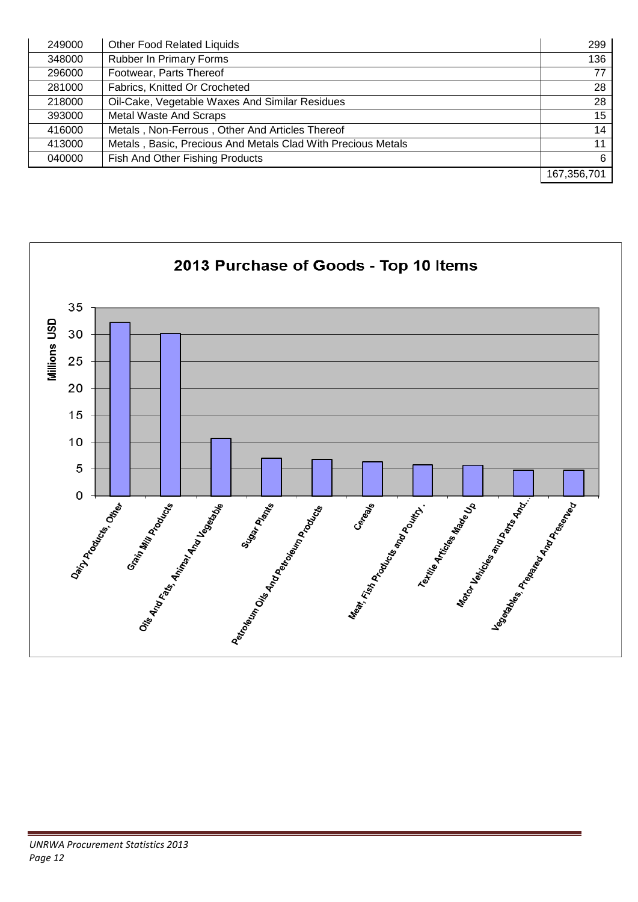| | | |
|---|---|---|
| 249000 | Other Food Related Liquids | 299 |
| 348000 | Rubber In Primary Forms | 136 |
| 296000 | Footwear, Parts Thereof | 77 |
| 281000 | Fabrics, Knitted Or Crocheted | 28 |
| 218000 | Oil-Cake, Vegetable Waxes And Similar Residues | 28 |
| 393000 | Metal Waste And Scraps | 15 |
| 416000 | Metals , Non-Ferrous , Other And Articles Thereof | 14 |
| 413000 | Metals , Basic, Precious And Metals Clad With Precious Metals | 11 |
| 040000 | Fish And Other Fishing Products | 6 |
| | | 167,356,701 |

**2013 Purchase of Goods - Top 10 Items**

| Item | Millions USD (approx.) |
|---|---|
| Dairy Products, Other | 32.2 |
| Grain Mill Products | 30.2 |
| Oils And Fats, Animal And Vegetable | 10.7 |
| Sugar Plants | 7.0 |
| Petroleum Oils And Petroleum Products | 6.8 |
| Cereals | 6.3 |
| Meat, Fish Products and Poultry . | 5.8 |
| Textile Articles Made Up | 5.7 |
| Motor Vehicles and Parts And... | 4.8 |
| Vegetables, Prepared And Preserved | 4.8 |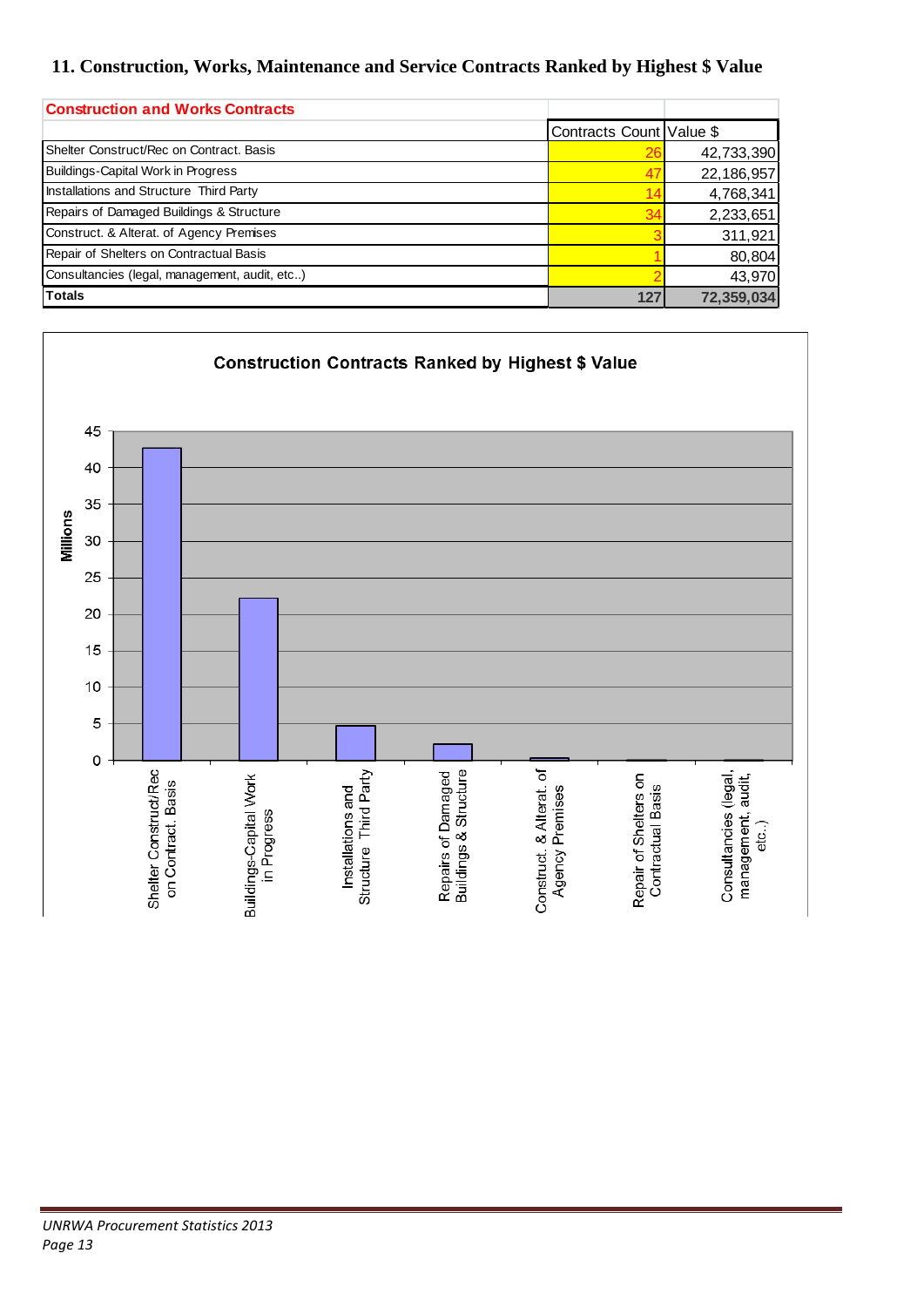## 11. Construction, Works, Maintenance and Service Contracts Ranked by Highest $ Value

| Construction and Works Contracts | Contracts Count | Value $ |
|---|---|---|
| Shelter Construct/Rec on Contract. Basis | 26 | 42,733,390 |
| Buildings-Capital Work in Progress | 47 | 22,186,957 |
| Installations and Structure Third Party | 14 | 4,768,341 |
| Repairs of Damaged Buildings & Structure | 34 | 2,233,651 |
| Construct. & Alterat. of Agency Premises | 3 | 311,921 |
| Repair of Shelters on Contractual Basis | 1 | 80,804 |
| Consultancies (legal, management, audit, etc..) | 2 | 43,970 |
| **Totals** | **127** | **72,359,034** |

**Construction Contracts Ranked by Highest $ Value**

| Category | Value (Millions) |
|---|---|
| Shelter Construct/Rec on Contract. Basis | 42.7 |
| Buildings-Capital Work in Progress | 22.2 |
| Installations and Structure Third Party | 4.8 |
| Repairs of Damaged Buildings & Structure | 2.2 |
| Construct. & Alterat. of Agency Premises | 0.3 |
| Repair of Shelters on Contractual Basis | 0.1 |
| Consultancies (legal, management, audit, etc..) | 0.0 |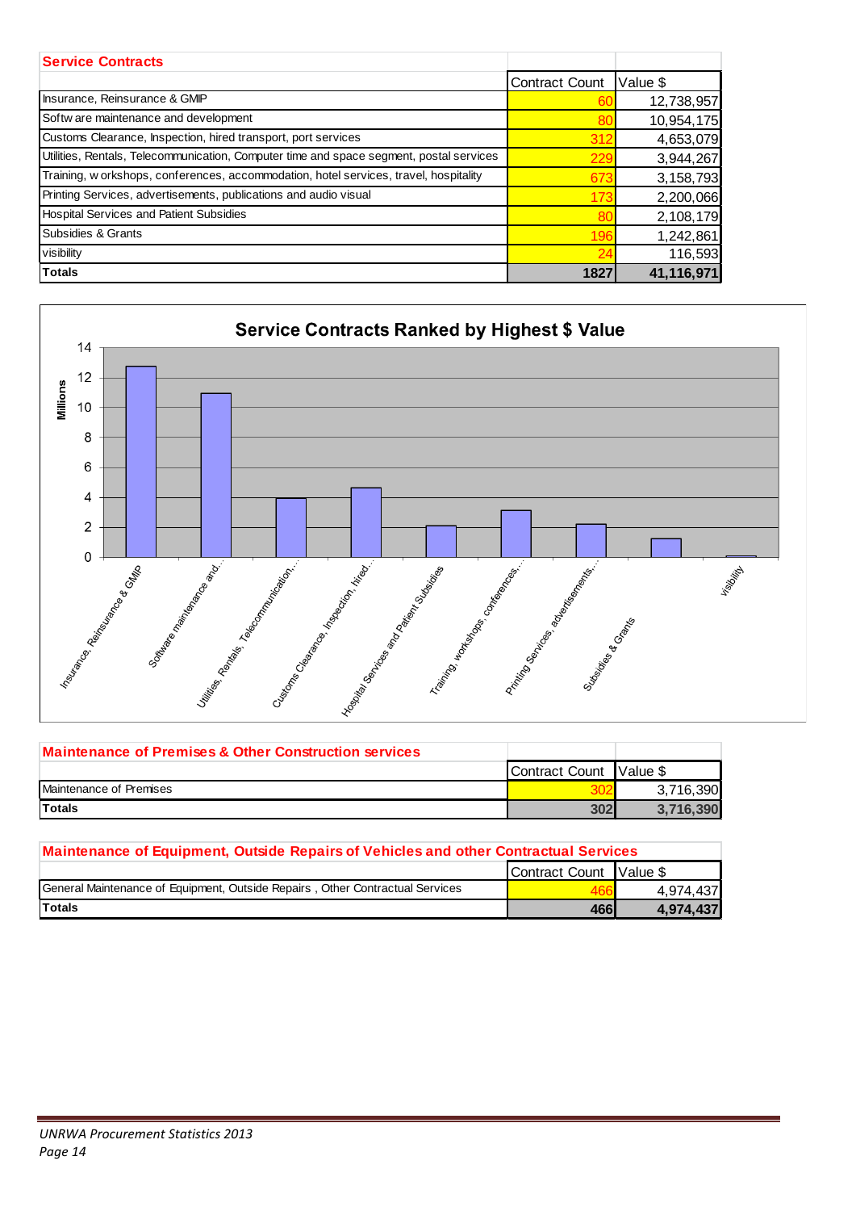## Service Contracts

| | Contract Count | Value $ |
|---|---|---|
| Insurance, Reinsurance & GMIP | 60 | 12,738,957 |
| Softw are maintenance and development | 80 | 10,954,175 |
| Customs Clearance, Inspection, hired transport, port services | 312 | 4,653,079 |
| Utilities, Rentals, Telecommunication, Computer time and space segment, postal services | 229 | 3,944,267 |
| Training, w orkshops, conferences, accommodation, hotel services, travel, hospitality | 673 | 3,158,793 |
| Printing Services, advertisements, publications and audio visual | 173 | 2,200,066 |
| Hospital Services and Patient Subsidies | 80 | 2,108,179 |
| Subsidies & Grants | 196 | 1,242,861 |
| visibility | 24 | 116,593 |
| **Totals** | **1827** | **41,116,971** |

**Service Contracts Ranked by Highest $ Value**

Millions

14
12
10
8
6
4
2
0

Insurance, Reinsurance & GMIP
Software maintenance and...
Utilities, Rentals, Telecommunication,...
Customs Clearance, Inspection, hired...
Hospital Services and Patient Subsidies
Training, workshops, conferences,...
Printing Services, advertisements...
Subsidies & Grants
visibility

## Maintenance of Premises & Other Construction services

| | Contract Count | Value $ |
|---|---|---|
| Maintenance of Premises | 302 | 3,716,390 |
| **Totals** | **302** | **3,716,390** |

## Maintenance of Equipment, Outside Repairs of Vehicles and other Contractual Services

| | Contract Count | Value $ |
|---|---|---|
| General Maintenance of Equipment, Outside Repairs , Other Contractual Services | 466 | 4,974,437 |
| **Totals** | **466** | **4,974,437** |